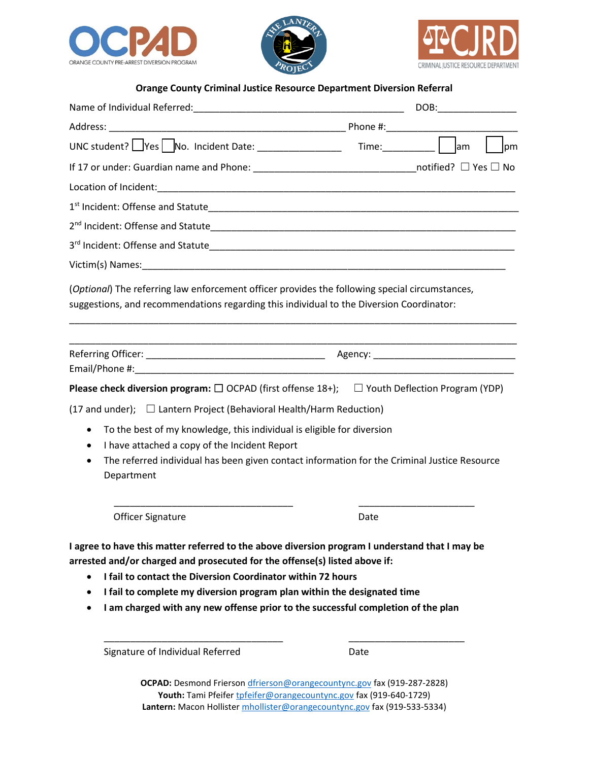**Orange County Criminal Justice Resource Department Diversion Referral**

Name of Individual Referred:________________________________________ DOB:_______________

Address: ______________________________________________ Phone #:_________________________

UNC student? ☐ Yes ☐ No. Incident Date: ________________ Time:__________ ☐ am ☐ pm

If 17 or under: Guardian name and Phone: _______________________________ notified? ☐ Yes ☐ No

Location of Incident:_____________________________________________________________________

1st Incident: Offense and Statute______________________________________________________________

2nd Incident: Offense and Statute______________________________________________________________

3rd Incident: Offense and Statute______________________________________________________________

Victim(s) Names:_________________________________________________________________________

(*Optional*) The referring law enforcement officer provides the following special circumstances, suggestions, and recommendations regarding this individual to the Diversion Coordinator:

_____________________________________________________________________________________

_____________________________________________________________________________________

Referring Officer: ___________________________________ Agency: ____________________________
Email/Phone #:___________________________________________________________________________

**Please check diversion program:** ☐ OCPAD (first offense 18+); ☐ Youth Deflection Program (YDP) (17 and under); ☐ Lantern Project (Behavioral Health/Harm Reduction)

- To the best of my knowledge, this individual is eligible for diversion
- I have attached a copy of the Incident Report
- The referred individual has been given contact information for the Criminal Justice Resource Department

___________________________________ _______________________

Officer Signature Date

**I agree to have this matter referred to the above diversion program I understand that I may be arrested and/or charged and prosecuted for the offense(s) listed above if:**

- **I fail to contact the Diversion Coordinator within 72 hours**
- **I fail to complete my diversion program plan within the designated time**
- **I am charged with any new offense prior to the successful completion of the plan**

___________________________________ _______________________

Signature of Individual Referred Date

**OCPAD:** Desmond Frierson dfrierson@orangecountync.gov fax (919-287-2828)
**Youth:** Tami Pfeifer tpfeifer@orangecountync.gov fax (919-640-1729)
**Lantern:** Macon Hollister mhollister@orangecountync.gov fax (919-533-5334)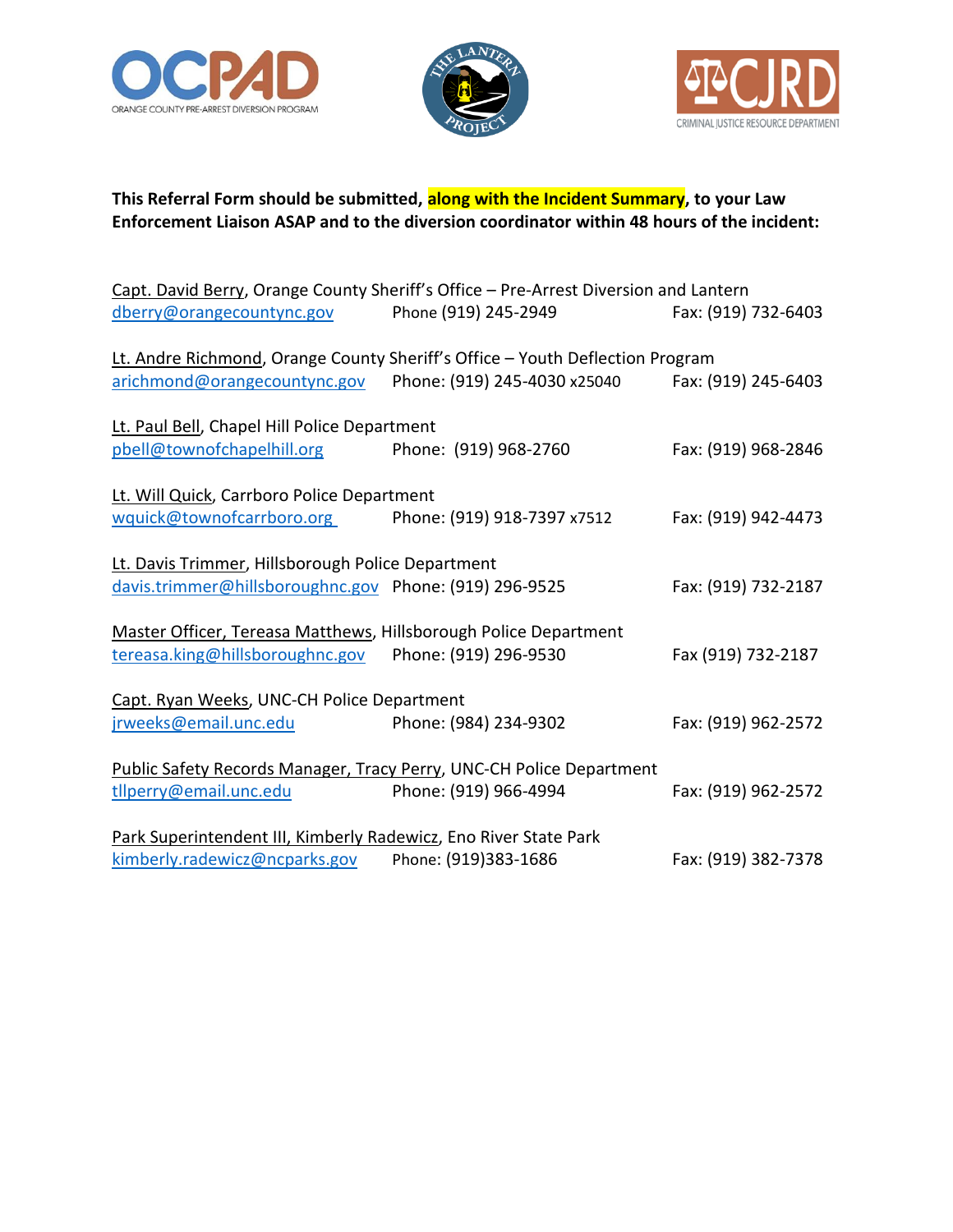**This Referral Form should be submitted, along with the Incident Summary, to your Law Enforcement Liaison ASAP and to the diversion coordinator within 48 hours of the incident:**

Capt. David Berry, Orange County Sheriff's Office – Pre-Arrest Diversion and Lantern
dberry@orangecountync.gov Phone (919) 245-2949 Fax: (919) 732-6403

Lt. Andre Richmond, Orange County Sheriff's Office – Youth Deflection Program
arichmond@orangecountync.gov Phone: (919) 245-4030 x25040 Fax: (919) 245-6403

Lt. Paul Bell, Chapel Hill Police Department
pbell@townofchapelhill.org Phone: (919) 968-2760 Fax: (919) 968-2846

Lt. Will Quick, Carrboro Police Department
wquick@townofcarrboro.org Phone: (919) 918-7397 x7512 Fax: (919) 942-4473

Lt. Davis Trimmer, Hillsborough Police Department
davis.trimmer@hillsboroughnc.gov Phone: (919) 296-9525 Fax: (919) 732-2187

Master Officer, Tereasa Matthews, Hillsborough Police Department
tereasa.king@hillsboroughnc.gov Phone: (919) 296-9530 Fax (919) 732-2187

Capt. Ryan Weeks, UNC-CH Police Department
jrweeks@email.unc.edu Phone: (984) 234-9302 Fax: (919) 962-2572

Public Safety Records Manager, Tracy Perry, UNC-CH Police Department
tllperry@email.unc.edu Phone: (919) 966-4994 Fax: (919) 962-2572

Park Superintendent III, Kimberly Radewicz, Eno River State Park
kimberly.radewicz@ncparks.gov Phone: (919)383-1686 Fax: (919) 382-7378